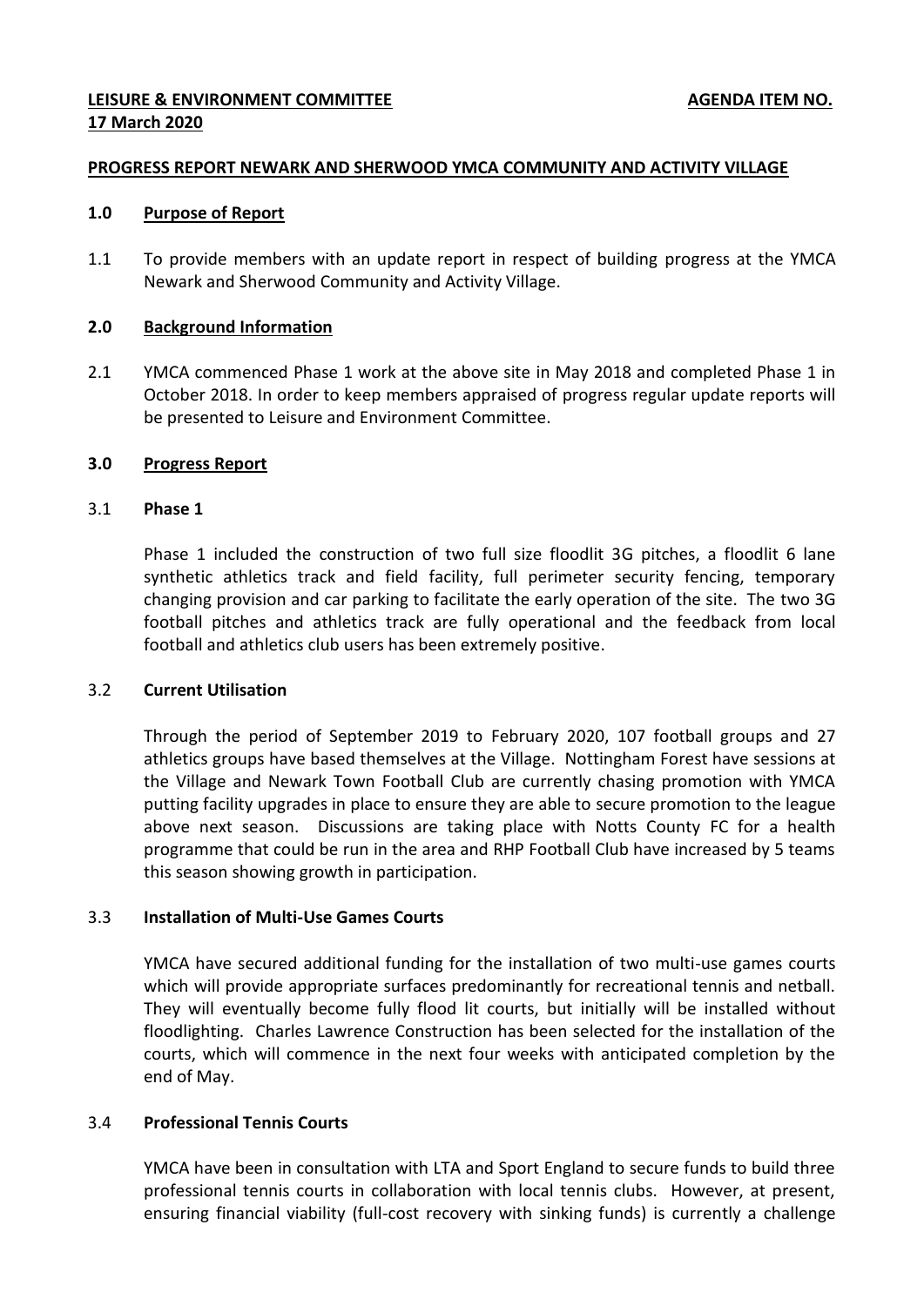**LEISURE & ENVIRONMENT COMMITTEE** **AGENDA ITEM NO.**
**17 March 2020**

**PROGRESS REPORT NEWARK AND SHERWOOD YMCA COMMUNITY AND ACTIVITY VILLAGE**

## 1.0 Purpose of Report

1.1 To provide members with an update report in respect of building progress at the YMCA Newark and Sherwood Community and Activity Village.

## 2.0 Background Information

2.1 YMCA commenced Phase 1 work at the above site in May 2018 and completed Phase 1 in October 2018. In order to keep members appraised of progress regular update reports will be presented to Leisure and Environment Committee.

## 3.0 Progress Report

### 3.1 Phase 1

Phase 1 included the construction of two full size floodlit 3G pitches, a floodlit 6 lane synthetic athletics track and field facility, full perimeter security fencing, temporary changing provision and car parking to facilitate the early operation of the site. The two 3G football pitches and athletics track are fully operational and the feedback from local football and athletics club users has been extremely positive.

### 3.2 Current Utilisation

Through the period of September 2019 to February 2020, 107 football groups and 27 athletics groups have based themselves at the Village. Nottingham Forest have sessions at the Village and Newark Town Football Club are currently chasing promotion with YMCA putting facility upgrades in place to ensure they are able to secure promotion to the league above next season. Discussions are taking place with Notts County FC for a health programme that could be run in the area and RHP Football Club have increased by 5 teams this season showing growth in participation.

### 3.3 Installation of Multi-Use Games Courts

YMCA have secured additional funding for the installation of two multi-use games courts which will provide appropriate surfaces predominantly for recreational tennis and netball. They will eventually become fully flood lit courts, but initially will be installed without floodlighting. Charles Lawrence Construction has been selected for the installation of the courts, which will commence in the next four weeks with anticipated completion by the end of May.

### 3.4 Professional Tennis Courts

YMCA have been in consultation with LTA and Sport England to secure funds to build three professional tennis courts in collaboration with local tennis clubs. However, at present, ensuring financial viability (full-cost recovery with sinking funds) is currently a challenge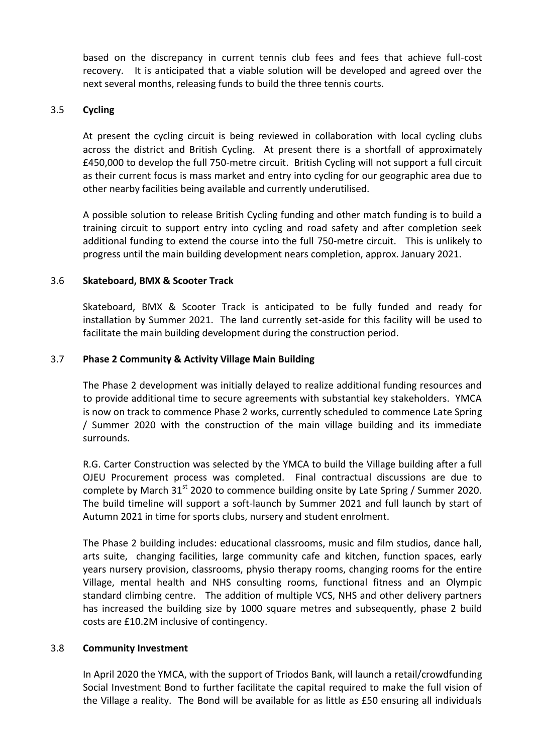based on the discrepancy in current tennis club fees and fees that achieve full-cost recovery. It is anticipated that a viable solution will be developed and agreed over the next several months, releasing funds to build the three tennis courts.

### 3.5 **Cycling**

At present the cycling circuit is being reviewed in collaboration with local cycling clubs across the district and British Cycling. At present there is a shortfall of approximately £450,000 to develop the full 750-metre circuit. British Cycling will not support a full circuit as their current focus is mass market and entry into cycling for our geographic area due to other nearby facilities being available and currently underutilised.

A possible solution to release British Cycling funding and other match funding is to build a training circuit to support entry into cycling and road safety and after completion seek additional funding to extend the course into the full 750-metre circuit. This is unlikely to progress until the main building development nears completion, approx. January 2021.

### 3.6 **Skateboard, BMX & Scooter Track**

Skateboard, BMX & Scooter Track is anticipated to be fully funded and ready for installation by Summer 2021. The land currently set-aside for this facility will be used to facilitate the main building development during the construction period.

### 3.7 **Phase 2 Community & Activity Village Main Building**

The Phase 2 development was initially delayed to realize additional funding resources and to provide additional time to secure agreements with substantial key stakeholders. YMCA is now on track to commence Phase 2 works, currently scheduled to commence Late Spring / Summer 2020 with the construction of the main village building and its immediate surrounds.

R.G. Carter Construction was selected by the YMCA to build the Village building after a full OJEU Procurement process was completed. Final contractual discussions are due to complete by March 31st 2020 to commence building onsite by Late Spring / Summer 2020. The build timeline will support a soft-launch by Summer 2021 and full launch by start of Autumn 2021 in time for sports clubs, nursery and student enrolment.

The Phase 2 building includes: educational classrooms, music and film studios, dance hall, arts suite, changing facilities, large community cafe and kitchen, function spaces, early years nursery provision, classrooms, physio therapy rooms, changing rooms for the entire Village, mental health and NHS consulting rooms, functional fitness and an Olympic standard climbing centre. The addition of multiple VCS, NHS and other delivery partners has increased the building size by 1000 square metres and subsequently, phase 2 build costs are £10.2M inclusive of contingency.

### 3.8 **Community Investment**

In April 2020 the YMCA, with the support of Triodos Bank, will launch a retail/crowdfunding Social Investment Bond to further facilitate the capital required to make the full vision of the Village a reality. The Bond will be available for as little as £50 ensuring all individuals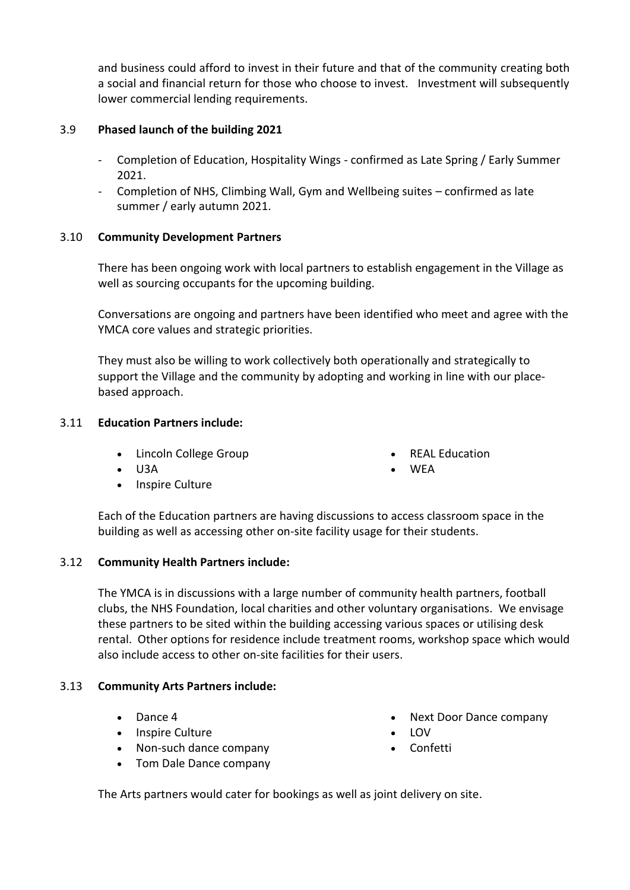and business could afford to invest in their future and that of the community creating both a social and financial return for those who choose to invest. Investment will subsequently lower commercial lending requirements.

### 3.9 Phased launch of the building 2021

- Completion of Education, Hospitality Wings - confirmed as Late Spring / Early Summer 2021.
- Completion of NHS, Climbing Wall, Gym and Wellbeing suites – confirmed as late summer / early autumn 2021.

### 3.10 Community Development Partners

There has been ongoing work with local partners to establish engagement in the Village as well as sourcing occupants for the upcoming building.

Conversations are ongoing and partners have been identified who meet and agree with the YMCA core values and strategic priorities.

They must also be willing to work collectively both operationally and strategically to support the Village and the community by adopting and working in line with our place-based approach.

### 3.11 Education Partners include:

- Lincoln College Group
- U3A
- Inspire Culture
- REAL Education
- WEA

Each of the Education partners are having discussions to access classroom space in the building as well as accessing other on-site facility usage for their students.

### 3.12 Community Health Partners include:

The YMCA is in discussions with a large number of community health partners, football clubs, the NHS Foundation, local charities and other voluntary organisations. We envisage these partners to be sited within the building accessing various spaces or utilising desk rental. Other options for residence include treatment rooms, workshop space which would also include access to other on-site facilities for their users.

### 3.13 Community Arts Partners include:

- Dance 4
- Inspire Culture
- Non-such dance company
- Tom Dale Dance company
- Next Door Dance company
- LOV
- Confetti

The Arts partners would cater for bookings as well as joint delivery on site.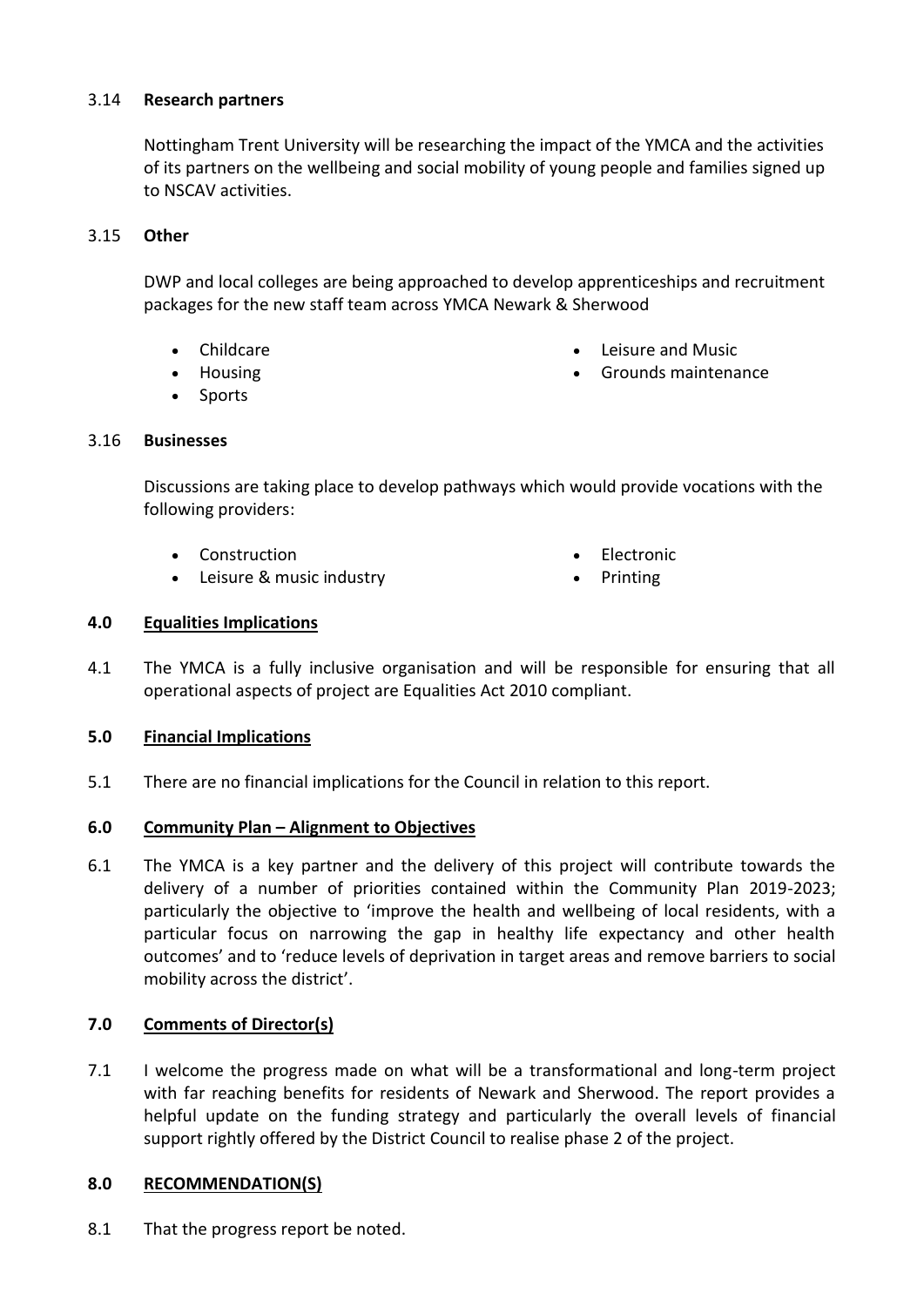3.14 **Research partners**

Nottingham Trent University will be researching the impact of the YMCA and the activities of its partners on the wellbeing and social mobility of young people and families signed up to NSCAV activities.

3.15 **Other**

DWP and local colleges are being approached to develop apprenticeships and recruitment packages for the new staff team across YMCA Newark & Sherwood

- Childcare
- Housing
- Sports
- Leisure and Music
- Grounds maintenance

3.16 **Businesses**

Discussions are taking place to develop pathways which would provide vocations with the following providers:

- Construction
- Leisure & music industry
- Electronic
- Printing

## 4.0 Equalities Implications

4.1 The YMCA is a fully inclusive organisation and will be responsible for ensuring that all operational aspects of project are Equalities Act 2010 compliant.

## 5.0 Financial Implications

5.1 There are no financial implications for the Council in relation to this report.

## 6.0 Community Plan – Alignment to Objectives

6.1 The YMCA is a key partner and the delivery of this project will contribute towards the delivery of a number of priorities contained within the Community Plan 2019-2023; particularly the objective to 'improve the health and wellbeing of local residents, with a particular focus on narrowing the gap in healthy life expectancy and other health outcomes' and to 'reduce levels of deprivation in target areas and remove barriers to social mobility across the district'.

## 7.0 Comments of Director(s)

7.1 I welcome the progress made on what will be a transformational and long-term project with far reaching benefits for residents of Newark and Sherwood. The report provides a helpful update on the funding strategy and particularly the overall levels of financial support rightly offered by the District Council to realise phase 2 of the project.

## 8.0 RECOMMENDATION(S)

8.1 That the progress report be noted.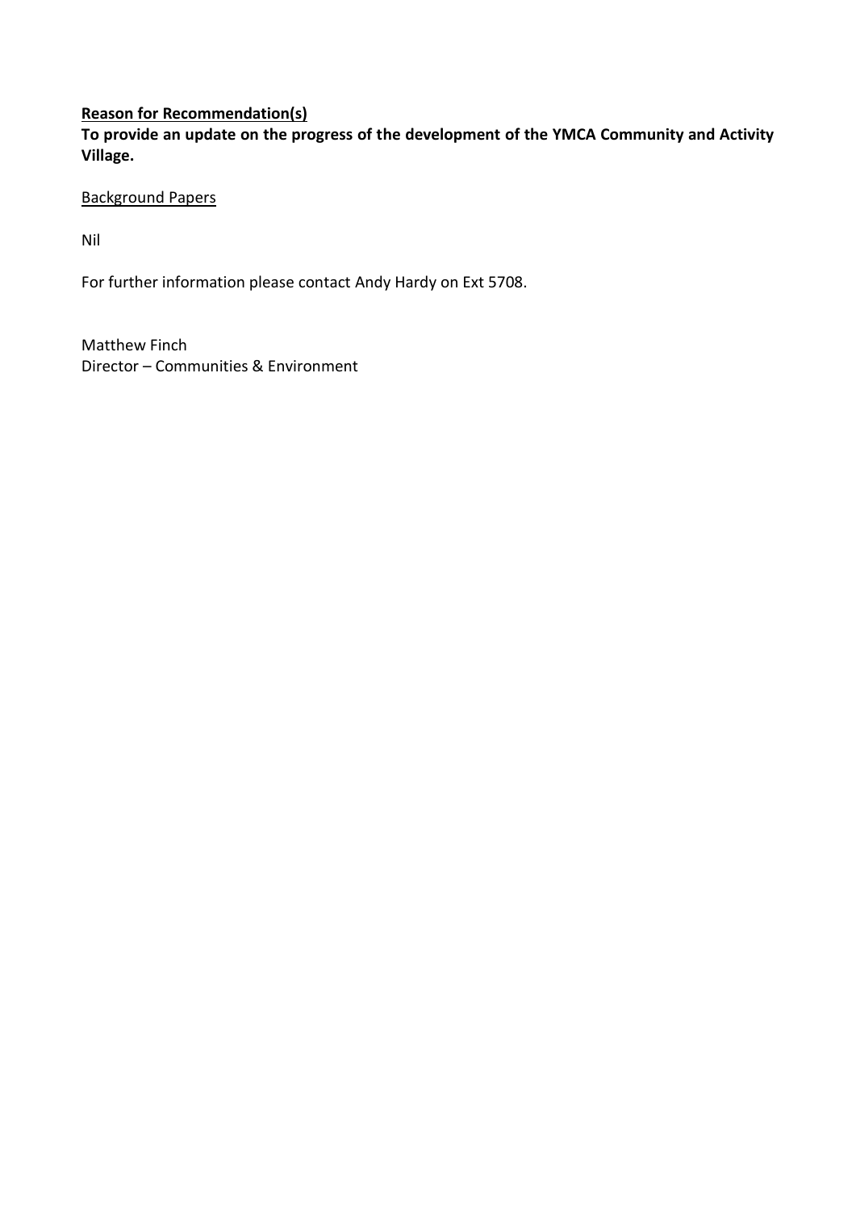**Reason for Recommendation(s)**

**To provide an update on the progress of the development of the YMCA Community and Activity Village.**

Background Papers

Nil

For further information please contact Andy Hardy on Ext 5708.

Matthew Finch
Director – Communities & Environment